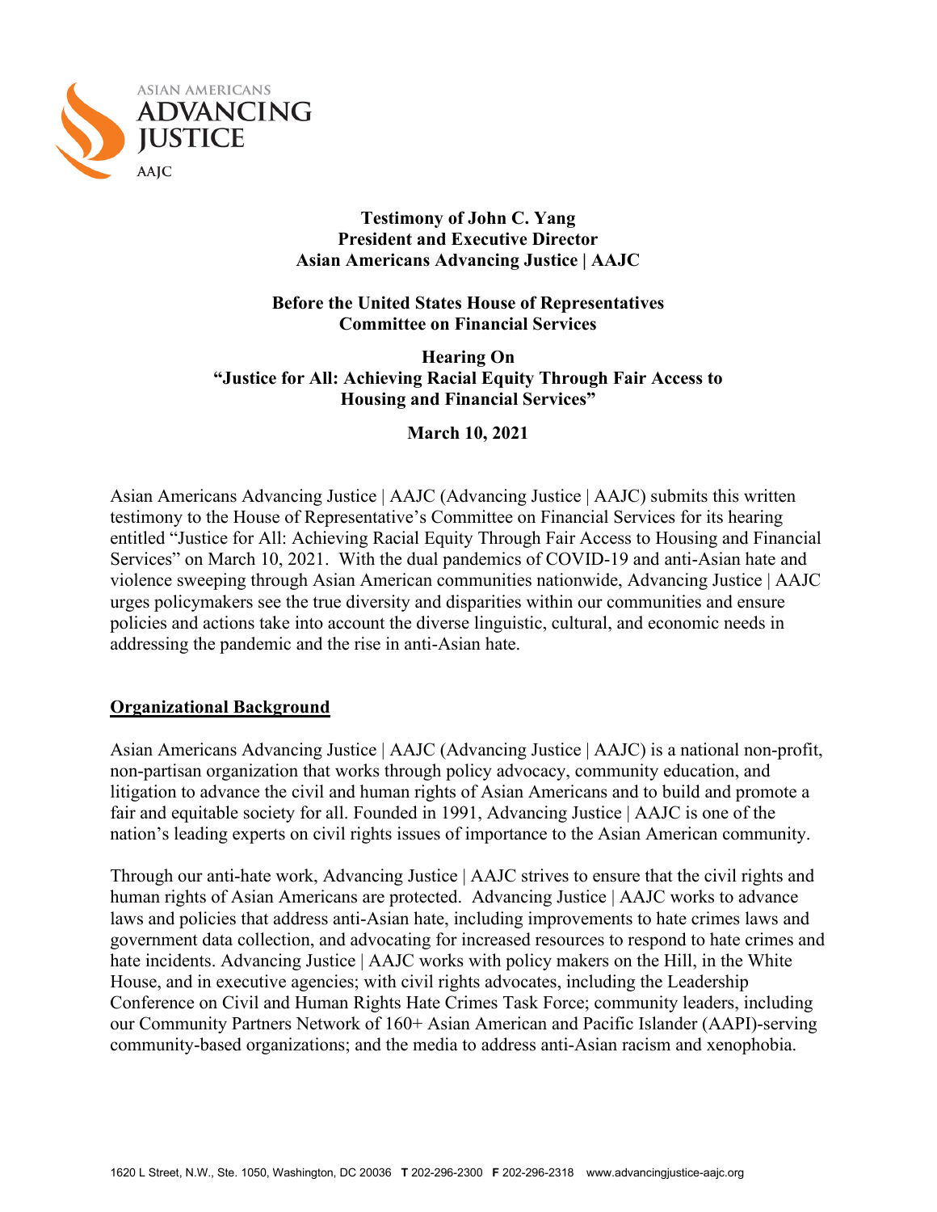ASIAN AMERICANS
ADVANCING
JUSTICE
AAJC

**Testimony of John C. Yang**
**President and Executive Director**
**Asian Americans Advancing Justice | AAJC**

**Before the United States House of Representatives**
**Committee on Financial Services**

**Hearing On**
**"Justice for All: Achieving Racial Equity Through Fair Access to Housing and Financial Services"**

**March 10, 2021**

Asian Americans Advancing Justice | AAJC (Advancing Justice | AAJC) submits this written testimony to the House of Representative's Committee on Financial Services for its hearing entitled "Justice for All: Achieving Racial Equity Through Fair Access to Housing and Financial Services" on March 10, 2021. With the dual pandemics of COVID-19 and anti-Asian hate and violence sweeping through Asian American communities nationwide, Advancing Justice | AAJC urges policymakers see the true diversity and disparities within our communities and ensure policies and actions take into account the diverse linguistic, cultural, and economic needs in addressing the pandemic and the rise in anti-Asian hate.

## Organizational Background

Asian Americans Advancing Justice | AAJC (Advancing Justice | AAJC) is a national non-profit, non-partisan organization that works through policy advocacy, community education, and litigation to advance the civil and human rights of Asian Americans and to build and promote a fair and equitable society for all. Founded in 1991, Advancing Justice | AAJC is one of the nation's leading experts on civil rights issues of importance to the Asian American community.

Through our anti-hate work, Advancing Justice | AAJC strives to ensure that the civil rights and human rights of Asian Americans are protected. Advancing Justice | AAJC works to advance laws and policies that address anti-Asian hate, including improvements to hate crimes laws and government data collection, and advocating for increased resources to respond to hate crimes and hate incidents. Advancing Justice | AAJC works with policy makers on the Hill, in the White House, and in executive agencies; with civil rights advocates, including the Leadership Conference on Civil and Human Rights Hate Crimes Task Force; community leaders, including our Community Partners Network of 160+ Asian American and Pacific Islander (AAPI)-serving community-based organizations; and the media to address anti-Asian racism and xenophobia.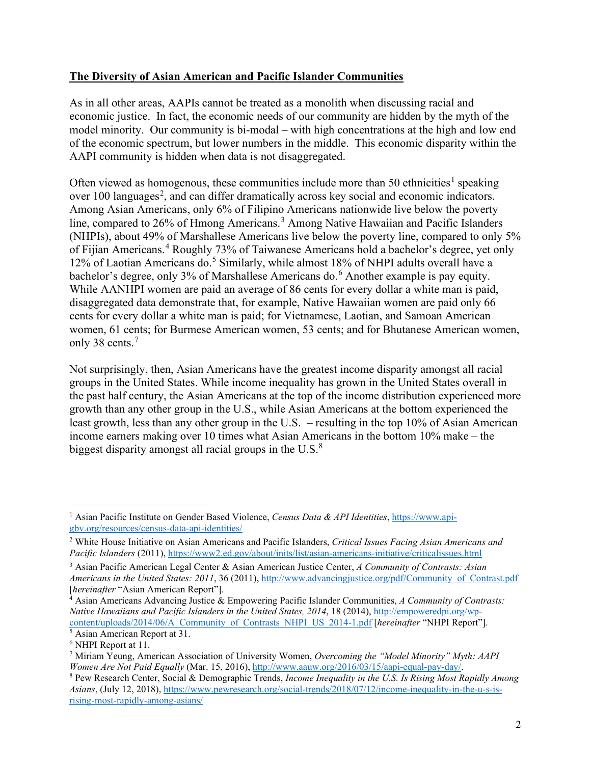**The Diversity of Asian American and Pacific Islander Communities**

As in all other areas, AAPIs cannot be treated as a monolith when discussing racial and economic justice. In fact, the economic needs of our community are hidden by the myth of the model minority. Our community is bi-modal – with high concentrations at the high and low end of the economic spectrum, but lower numbers in the middle. This economic disparity within the AAPI community is hidden when data is not disaggregated.

Often viewed as homogenous, these communities include more than 50 ethnicities[1] speaking over 100 languages[2], and can differ dramatically across key social and economic indicators. Among Asian Americans, only 6% of Filipino Americans nationwide live below the poverty line, compared to 26% of Hmong Americans.[3] Among Native Hawaiian and Pacific Islanders (NHPIs), about 49% of Marshallese Americans live below the poverty line, compared to only 5% of Fijian Americans.[4] Roughly 73% of Taiwanese Americans hold a bachelor's degree, yet only 12% of Laotian Americans do.[5] Similarly, while almost 18% of NHPI adults overall have a bachelor's degree, only 3% of Marshallese Americans do.[6] Another example is pay equity. While AANHPI women are paid an average of 86 cents for every dollar a white man is paid, disaggregated data demonstrate that, for example, Native Hawaiian women are paid only 66 cents for every dollar a white man is paid; for Vietnamese, Laotian, and Samoan American women, 61 cents; for Burmese American women, 53 cents; and for Bhutanese American women, only 38 cents.[7]

Not surprisingly, then, Asian Americans have the greatest income disparity amongst all racial groups in the United States. While income inequality has grown in the United States overall in the past half century, the Asian Americans at the top of the income distribution experienced more growth than any other group in the U.S., while Asian Americans at the bottom experienced the least growth, less than any other group in the U.S. – resulting in the top 10% of Asian American income earners making over 10 times what Asian Americans in the bottom 10% make – the biggest disparity amongst all racial groups in the U.S.[8]

---

[1] Asian Pacific Institute on Gender Based Violence, *Census Data & API Identities*, https://www.api-gbv.org/resources/census-data-api-identities/

[2] White House Initiative on Asian Americans and Pacific Islanders, *Critical Issues Facing Asian Americans and Pacific Islanders* (2011), https://www2.ed.gov/about/inits/list/asian-americans-initiative/criticalissues.html

[3] Asian Pacific American Legal Center & Asian American Justice Center, *A Community of Contrasts: Asian Americans in the United States: 2011*, 36 (2011), http://www.advancingjustice.org/pdf/Community_of_Contrast.pdf [*hereinafter* "Asian American Report"].

[4] Asian Americans Advancing Justice & Empowering Pacific Islander Communities, *A Community of Contrasts: Native Hawaiians and Pacific Islanders in the United States, 2014*, 18 (2014), http://empoweredpi.org/wp-content/uploads/2014/06/A_Community_of_Contrasts_NHPI_US_2014-1.pdf [*hereinafter* "NHPI Report"].

[5] Asian American Report at 31.

[6] NHPI Report at 11.

[7] Miriam Yeung, American Association of University Women, *Overcoming the "Model Minority" Myth: AAPI Women Are Not Paid Equally* (Mar. 15, 2016), http://www.aauw.org/2016/03/15/aapi-equal-pay-day/.

[8] Pew Research Center, Social & Demographic Trends, *Income Inequality in the U.S. Is Rising Most Rapidly Among Asians*, (July 12, 2018), https://www.pewresearch.org/social-trends/2018/07/12/income-inequality-in-the-u-s-is-rising-most-rapidly-among-asians/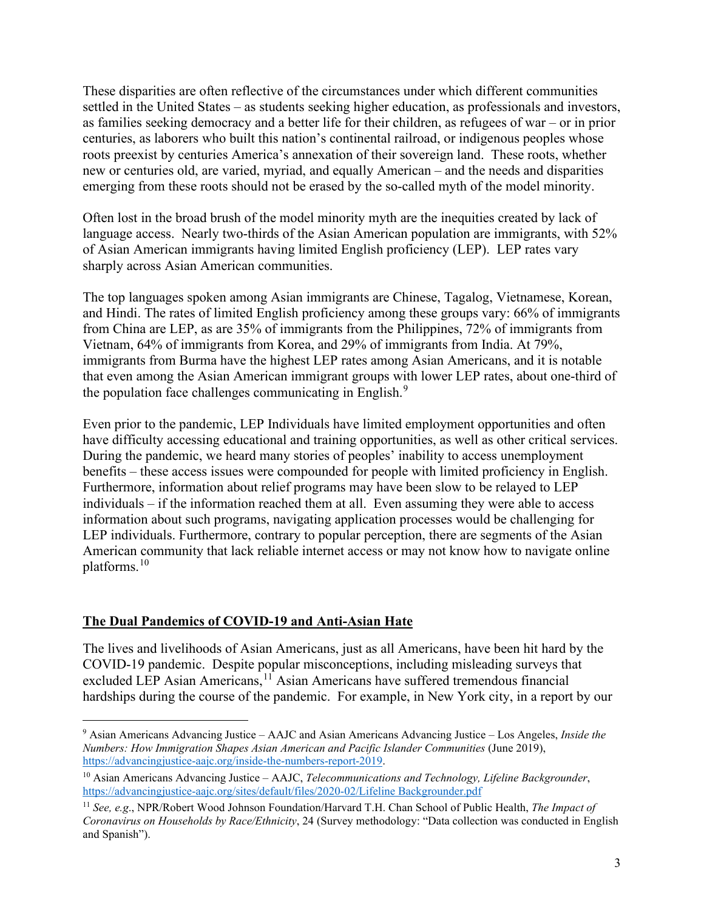These disparities are often reflective of the circumstances under which different communities settled in the United States – as students seeking higher education, as professionals and investors, as families seeking democracy and a better life for their children, as refugees of war – or in prior centuries, as laborers who built this nation's continental railroad, or indigenous peoples whose roots preexist by centuries America's annexation of their sovereign land. These roots, whether new or centuries old, are varied, myriad, and equally American – and the needs and disparities emerging from these roots should not be erased by the so-called myth of the model minority.

Often lost in the broad brush of the model minority myth are the inequities created by lack of language access. Nearly two-thirds of the Asian American population are immigrants, with 52% of Asian American immigrants having limited English proficiency (LEP). LEP rates vary sharply across Asian American communities.

The top languages spoken among Asian immigrants are Chinese, Tagalog, Vietnamese, Korean, and Hindi. The rates of limited English proficiency among these groups vary: 66% of immigrants from China are LEP, as are 35% of immigrants from the Philippines, 72% of immigrants from Vietnam, 64% of immigrants from Korea, and 29% of immigrants from India. At 79%, immigrants from Burma have the highest LEP rates among Asian Americans, and it is notable that even among the Asian American immigrant groups with lower LEP rates, about one-third of the population face challenges communicating in English.[9]

Even prior to the pandemic, LEP Individuals have limited employment opportunities and often have difficulty accessing educational and training opportunities, as well as other critical services. During the pandemic, we heard many stories of peoples' inability to access unemployment benefits – these access issues were compounded for people with limited proficiency in English. Furthermore, information about relief programs may have been slow to be relayed to LEP individuals – if the information reached them at all. Even assuming they were able to access information about such programs, navigating application processes would be challenging for LEP individuals. Furthermore, contrary to popular perception, there are segments of the Asian American community that lack reliable internet access or may not know how to navigate online platforms.[10]

## The Dual Pandemics of COVID-19 and Anti-Asian Hate

The lives and livelihoods of Asian Americans, just as all Americans, have been hit hard by the COVID-19 pandemic. Despite popular misconceptions, including misleading surveys that excluded LEP Asian Americans,[11] Asian Americans have suffered tremendous financial hardships during the course of the pandemic. For example, in New York city, in a report by our

---

[9] Asian Americans Advancing Justice – AAJC and Asian Americans Advancing Justice – Los Angeles, *Inside the Numbers: How Immigration Shapes Asian American and Pacific Islander Communities* (June 2019), https://advancingjustice-aajc.org/inside-the-numbers-report-2019.

[10] Asian Americans Advancing Justice – AAJC, *Telecommunications and Technology, Lifeline Backgrounder*, https://advancingjustice-aajc.org/sites/default/files/2020-02/Lifeline Backgrounder.pdf

[11] *See, e.g*., NPR/Robert Wood Johnson Foundation/Harvard T.H. Chan School of Public Health, *The Impact of Coronavirus on Households by Race/Ethnicity*, 24 (Survey methodology: "Data collection was conducted in English and Spanish").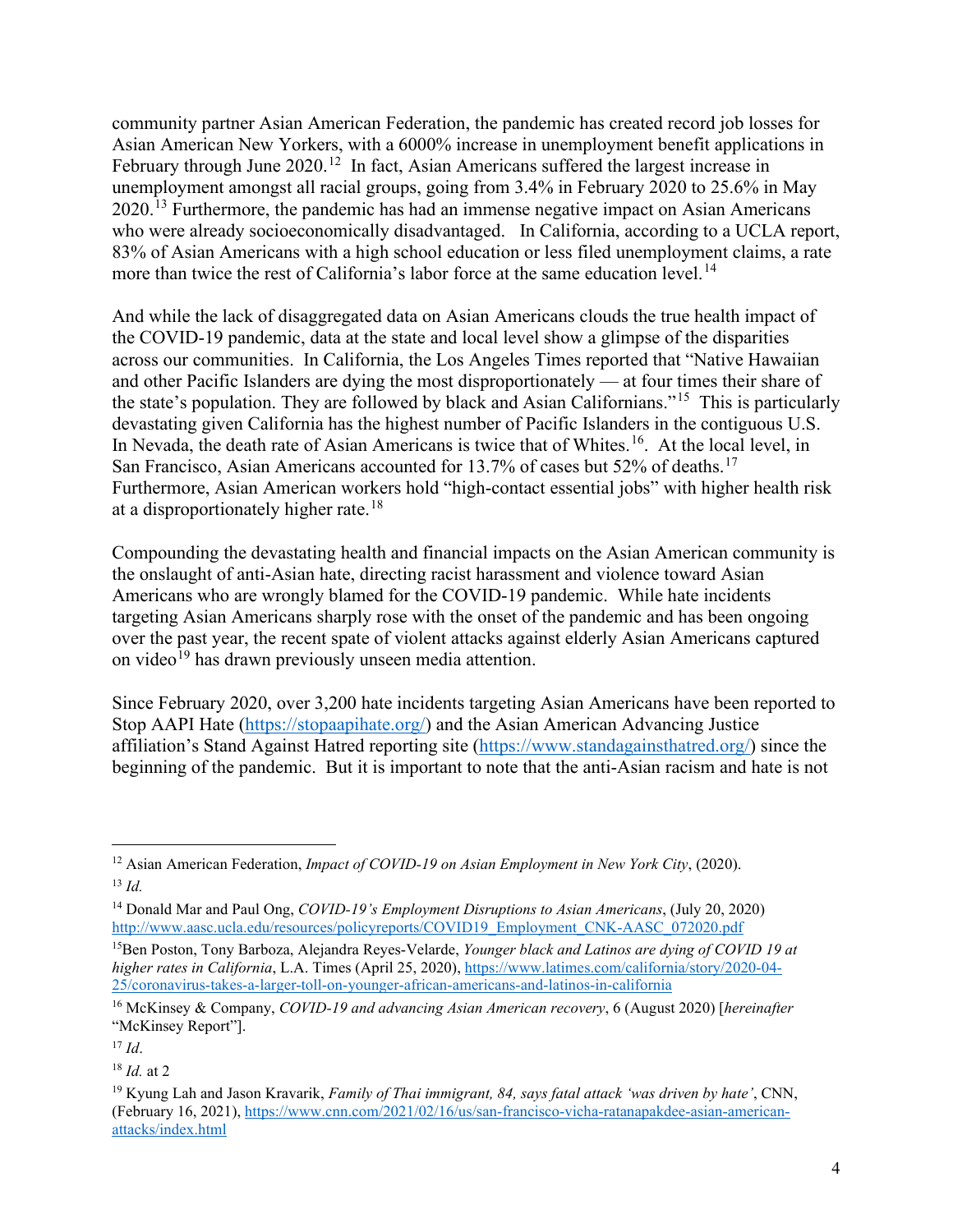community partner Asian American Federation, the pandemic has created record job losses for Asian American New Yorkers, with a 6000% increase in unemployment benefit applications in February through June 2020.[12] In fact, Asian Americans suffered the largest increase in unemployment amongst all racial groups, going from 3.4% in February 2020 to 25.6% in May 2020.[13] Furthermore, the pandemic has had an immense negative impact on Asian Americans who were already socioeconomically disadvantaged. In California, according to a UCLA report, 83% of Asian Americans with a high school education or less filed unemployment claims, a rate more than twice the rest of California's labor force at the same education level.[14]

And while the lack of disaggregated data on Asian Americans clouds the true health impact of the COVID-19 pandemic, data at the state and local level show a glimpse of the disparities across our communities. In California, the Los Angeles Times reported that "Native Hawaiian and other Pacific Islanders are dying the most disproportionately — at four times their share of the state's population. They are followed by black and Asian Californians."[15] This is particularly devastating given California has the highest number of Pacific Islanders in the contiguous U.S. In Nevada, the death rate of Asian Americans is twice that of Whites.[16]. At the local level, in San Francisco, Asian Americans accounted for 13.7% of cases but 52% of deaths.[17] Furthermore, Asian American workers hold "high-contact essential jobs" with higher health risk at a disproportionately higher rate.[18]

Compounding the devastating health and financial impacts on the Asian American community is the onslaught of anti-Asian hate, directing racist harassment and violence toward Asian Americans who are wrongly blamed for the COVID-19 pandemic. While hate incidents targeting Asian Americans sharply rose with the onset of the pandemic and has been ongoing over the past year, the recent spate of violent attacks against elderly Asian Americans captured on video[19] has drawn previously unseen media attention.

Since February 2020, over 3,200 hate incidents targeting Asian Americans have been reported to Stop AAPI Hate (https://stopaapihate.org/) and the Asian American Advancing Justice affiliation's Stand Against Hatred reporting site (https://www.standagainsthatred.org/) since the beginning of the pandemic. But it is important to note that the anti-Asian racism and hate is not

---

[12] Asian American Federation, *Impact of COVID-19 on Asian Employment in New York City*, (2020).

[13] *Id.*

[14] Donald Mar and Paul Ong, *COVID-19's Employment Disruptions to Asian Americans*, (July 20, 2020) http://www.aasc.ucla.edu/resources/policyreports/COVID19_Employment_CNK-AASC_072020.pdf

[15] Ben Poston, Tony Barboza, Alejandra Reyes-Velarde, *Younger black and Latinos are dying of COVID 19 at higher rates in California*, L.A. Times (April 25, 2020), https://www.latimes.com/california/story/2020-04-25/coronavirus-takes-a-larger-toll-on-younger-african-americans-and-latinos-in-california

[16] McKinsey & Company, *COVID-19 and advancing Asian American recovery*, 6 (August 2020) [*hereinafter* "McKinsey Report"].

[17] *Id*.

[18] *Id.* at 2

[19] Kyung Lah and Jason Kravarik, *Family of Thai immigrant, 84, says fatal attack 'was driven by hate'*, CNN, (February 16, 2021), https://www.cnn.com/2021/02/16/us/san-francisco-vicha-ratanapakdee-asian-american-attacks/index.html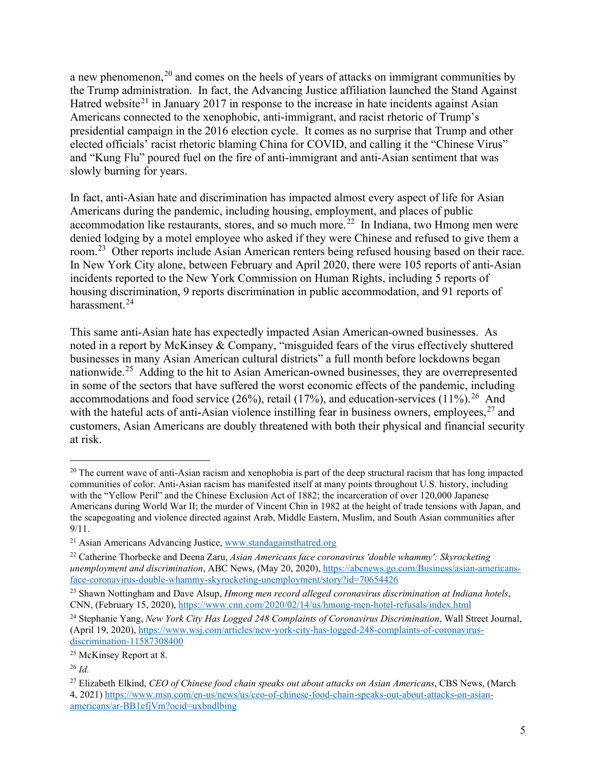a new phenomenon,[20] and comes on the heels of years of attacks on immigrant communities by the Trump administration. In fact, the Advancing Justice affiliation launched the Stand Against Hatred website[21] in January 2017 in response to the increase in hate incidents against Asian Americans connected to the xenophobic, anti-immigrant, and racist rhetoric of Trump's presidential campaign in the 2016 election cycle. It comes as no surprise that Trump and other elected officials' racist rhetoric blaming China for COVID, and calling it the "Chinese Virus" and "Kung Flu" poured fuel on the fire of anti-immigrant and anti-Asian sentiment that was slowly burning for years.

In fact, anti-Asian hate and discrimination has impacted almost every aspect of life for Asian Americans during the pandemic, including housing, employment, and places of public accommodation like restaurants, stores, and so much more.[22] In Indiana, two Hmong men were denied lodging by a motel employee who asked if they were Chinese and refused to give them a room.[23] Other reports include Asian American renters being refused housing based on their race. In New York City alone, between February and April 2020, there were 105 reports of anti-Asian incidents reported to the New York Commission on Human Rights, including 5 reports of housing discrimination, 9 reports discrimination in public accommodation, and 91 reports of harassment.[24]

This same anti-Asian hate has expectedly impacted Asian American-owned businesses. As noted in a report by McKinsey & Company, "misguided fears of the virus effectively shuttered businesses in many Asian American cultural districts" a full month before lockdowns began nationwide.[25] Adding to the hit to Asian American-owned businesses, they are overrepresented in some of the sectors that have suffered the worst economic effects of the pandemic, including accommodations and food service (26%), retail (17%), and education-services (11%).[26] And with the hateful acts of anti-Asian violence instilling fear in business owners, employees,[27] and customers, Asian Americans are doubly threatened with both their physical and financial security at risk.

---

[20] The current wave of anti-Asian racism and xenophobia is part of the deep structural racism that has long impacted communities of color. Anti-Asian racism has manifested itself at many points throughout U.S. history, including with the "Yellow Peril" and the Chinese Exclusion Act of 1882; the incarceration of over 120,000 Japanese Americans during World War II; the murder of Vincent Chin in 1982 at the height of trade tensions with Japan, and the scapegoating and violence directed against Arab, Middle Eastern, Muslim, and South Asian communities after 9/11.

[21] Asian Americans Advancing Justice, www.standagainsthatred.org

[22] Catherine Thorbecke and Deena Zaru, *Asian Americans face coronavirus 'double whammy': Skyrocketing unemployment and discrimination*, ABC News, (May 20, 2020), https://abcnews.go.com/Business/asian-americans-face-coronavirus-double-whammy-skyrocketing-unemployment/story?id=70654426

[23] Shawn Nottingham and Dave Alsup, *Hmong men record alleged coronavirus discrimination at Indiana hotels*, CNN, (February 15, 2020), https://www.cnn.com/2020/02/14/us/hmong-men-hotel-refusals/index.html

[24] Stephanie Yang, *New York City Has Logged 248 Complaints of Coronavirus Discrimination*, Wall Street Journal, (April 19, 2020), https://www.wsj.com/articles/new-york-city-has-logged-248-complaints-of-coronavirus-discrimination-11587308400

[25] McKinsey Report at 8.

[26] *Id.*

[27] Elizabeth Elkind, *CEO of Chinese food chain speaks out about attacks on Asian Americans*, CBS News, (March 4, 2021) https://www.msn.com/en-us/news/us/ceo-of-chinese-food-chain-speaks-out-about-attacks-on-asian-americans/ar-BB1efjVm?ocid=uxbndlbing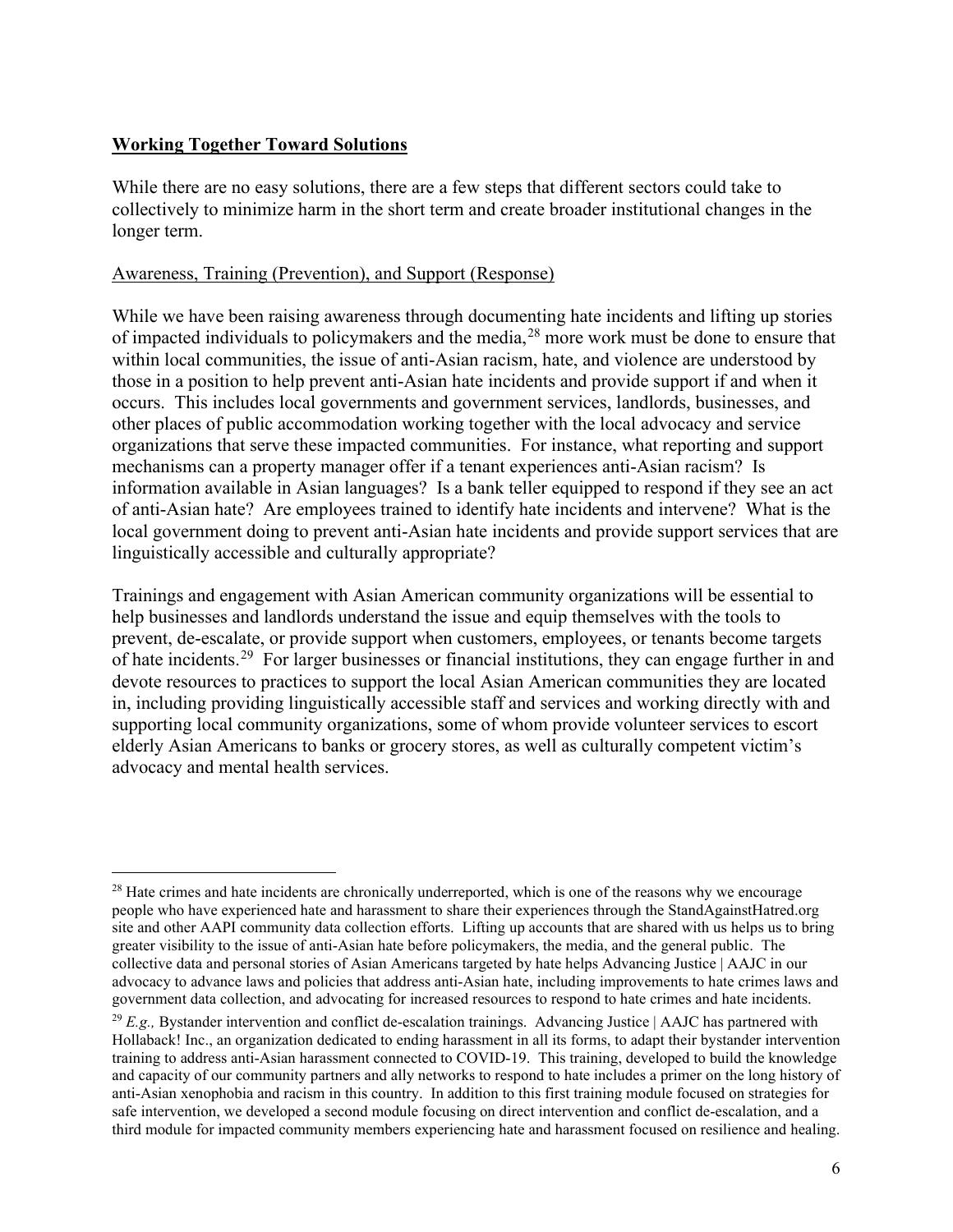## Working Together Toward Solutions

While there are no easy solutions, there are a few steps that different sectors could take to collectively to minimize harm in the short term and create broader institutional changes in the longer term.

### Awareness, Training (Prevention), and Support (Response)

While we have been raising awareness through documenting hate incidents and lifting up stories of impacted individuals to policymakers and the media,[28] more work must be done to ensure that within local communities, the issue of anti-Asian racism, hate, and violence are understood by those in a position to help prevent anti-Asian hate incidents and provide support if and when it occurs. This includes local governments and government services, landlords, businesses, and other places of public accommodation working together with the local advocacy and service organizations that serve these impacted communities. For instance, what reporting and support mechanisms can a property manager offer if a tenant experiences anti-Asian racism? Is information available in Asian languages? Is a bank teller equipped to respond if they see an act of anti-Asian hate? Are employees trained to identify hate incidents and intervene? What is the local government doing to prevent anti-Asian hate incidents and provide support services that are linguistically accessible and culturally appropriate?

Trainings and engagement with Asian American community organizations will be essential to help businesses and landlords understand the issue and equip themselves with the tools to prevent, de-escalate, or provide support when customers, employees, or tenants become targets of hate incidents.[29] For larger businesses or financial institutions, they can engage further in and devote resources to practices to support the local Asian American communities they are located in, including providing linguistically accessible staff and services and working directly with and supporting local community organizations, some of whom provide volunteer services to escort elderly Asian Americans to banks or grocery stores, as well as culturally competent victim's advocacy and mental health services.

---

[28] Hate crimes and hate incidents are chronically underreported, which is one of the reasons why we encourage people who have experienced hate and harassment to share their experiences through the StandAgainstHatred.org site and other AAPI community data collection efforts. Lifting up accounts that are shared with us helps us to bring greater visibility to the issue of anti-Asian hate before policymakers, the media, and the general public. The collective data and personal stories of Asian Americans targeted by hate helps Advancing Justice | AAJC in our advocacy to advance laws and policies that address anti-Asian hate, including improvements to hate crimes laws and government data collection, and advocating for increased resources to respond to hate crimes and hate incidents.

[29] *E.g.,* Bystander intervention and conflict de-escalation trainings. Advancing Justice | AAJC has partnered with Hollaback! Inc., an organization dedicated to ending harassment in all its forms, to adapt their bystander intervention training to address anti-Asian harassment connected to COVID-19. This training, developed to build the knowledge and capacity of our community partners and ally networks to respond to hate includes a primer on the long history of anti-Asian xenophobia and racism in this country. In addition to this first training module focused on strategies for safe intervention, we developed a second module focusing on direct intervention and conflict de-escalation, and a third module for impacted community members experiencing hate and harassment focused on resilience and healing.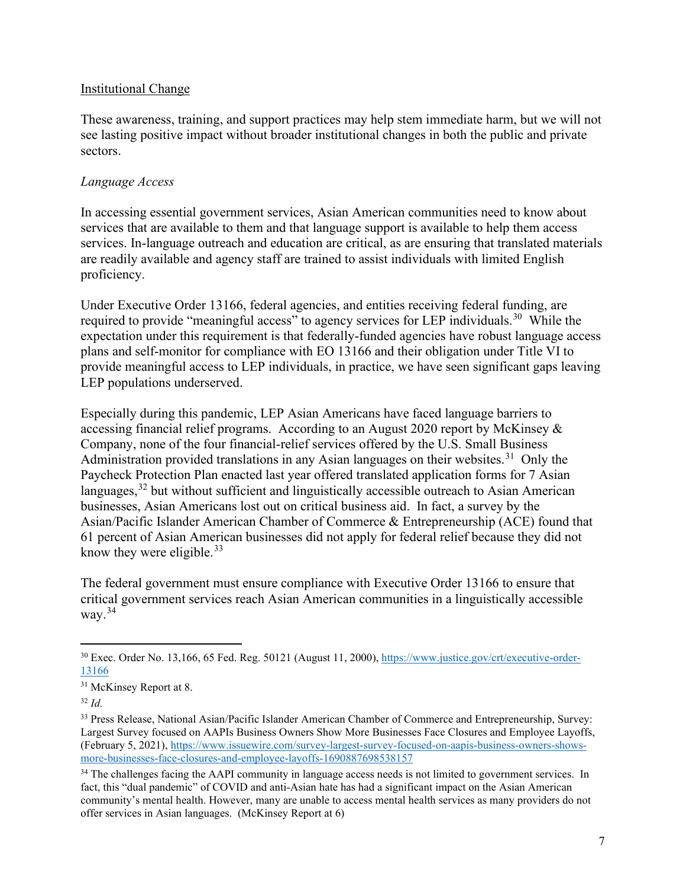Institutional Change

These awareness, training, and support practices may help stem immediate harm, but we will not see lasting positive impact without broader institutional changes in both the public and private sectors.

*Language Access*

In accessing essential government services, Asian American communities need to know about services that are available to them and that language support is available to help them access services. In-language outreach and education are critical, as are ensuring that translated materials are readily available and agency staff are trained to assist individuals with limited English proficiency.

Under Executive Order 13166, federal agencies, and entities receiving federal funding, are required to provide "meaningful access" to agency services for LEP individuals.[30] While the expectation under this requirement is that federally-funded agencies have robust language access plans and self-monitor for compliance with EO 13166 and their obligation under Title VI to provide meaningful access to LEP individuals, in practice, we have seen significant gaps leaving LEP populations underserved.

Especially during this pandemic, LEP Asian Americans have faced language barriers to accessing financial relief programs. According to an August 2020 report by McKinsey & Company, none of the four financial-relief services offered by the U.S. Small Business Administration provided translations in any Asian languages on their websites.[31] Only the Paycheck Protection Plan enacted last year offered translated application forms for 7 Asian languages,[32] but without sufficient and linguistically accessible outreach to Asian American businesses, Asian Americans lost out on critical business aid. In fact, a survey by the Asian/Pacific Islander American Chamber of Commerce & Entrepreneurship (ACE) found that 61 percent of Asian American businesses did not apply for federal relief because they did not know they were eligible.[33]

The federal government must ensure compliance with Executive Order 13166 to ensure that critical government services reach Asian American communities in a linguistically accessible way.[34]

---

[30] Exec. Order No. 13,166, 65 Fed. Reg. 50121 (August 11, 2000), https://www.justice.gov/crt/executive-order-13166

[31] McKinsey Report at 8.

[32] *Id.*

[33] Press Release, National Asian/Pacific Islander American Chamber of Commerce and Entrepreneurship, Survey: Largest Survey focused on AAPIs Business Owners Show More Businesses Face Closures and Employee Layoffs, (February 5, 2021), https://www.issuewire.com/survey-largest-survey-focused-on-aapis-business-owners-shows-more-businesses-face-closures-and-employee-layoffs-1690887698538157

[34] The challenges facing the AAPI community in language access needs is not limited to government services. In fact, this "dual pandemic" of COVID and anti-Asian hate has had a significant impact on the Asian American community's mental health. However, many are unable to access mental health services as many providers do not offer services in Asian languages. (McKinsey Report at 6)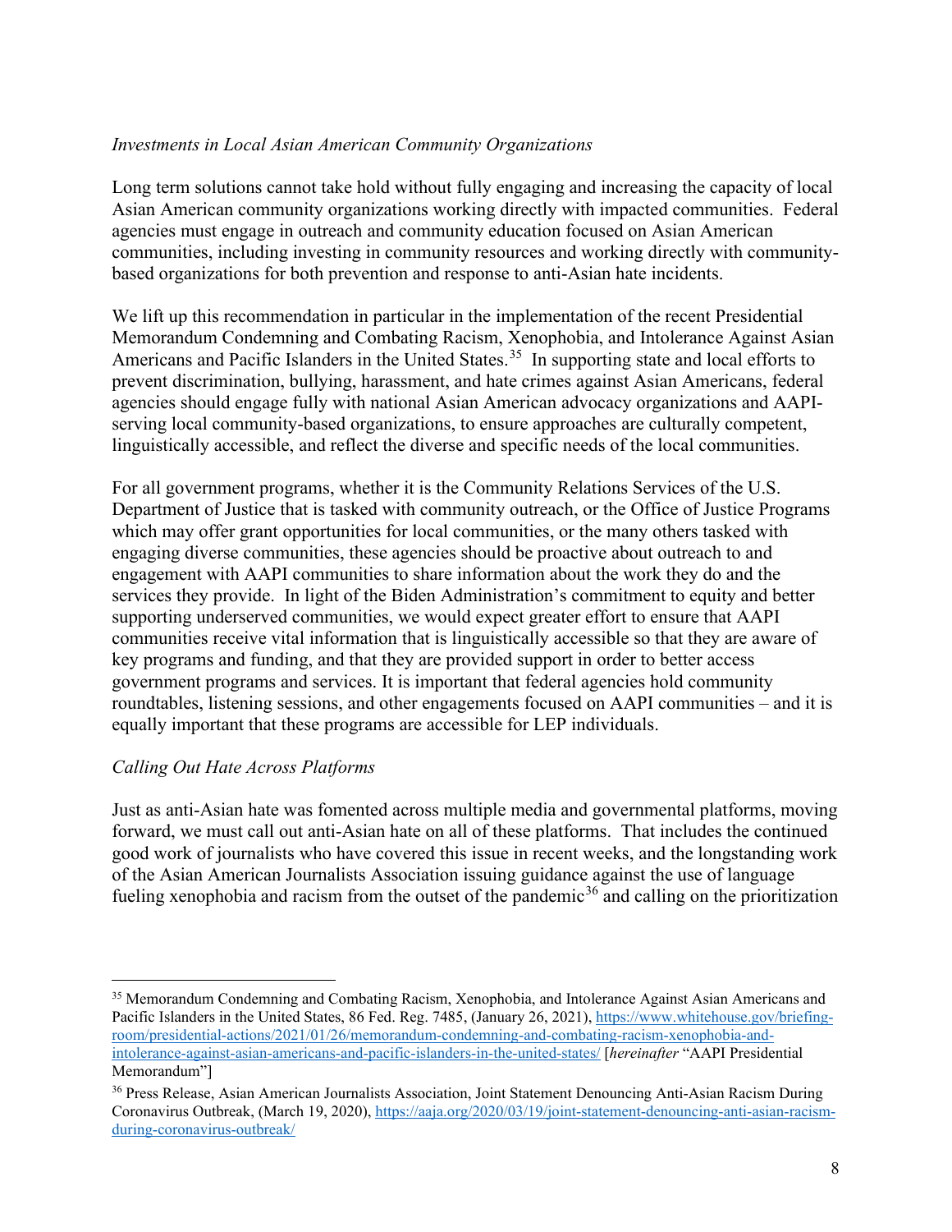*Investments in Local Asian American Community Organizations*

Long term solutions cannot take hold without fully engaging and increasing the capacity of local Asian American community organizations working directly with impacted communities. Federal agencies must engage in outreach and community education focused on Asian American communities, including investing in community resources and working directly with community-based organizations for both prevention and response to anti-Asian hate incidents.

We lift up this recommendation in particular in the implementation of the recent Presidential Memorandum Condemning and Combating Racism, Xenophobia, and Intolerance Against Asian Americans and Pacific Islanders in the United States.[35] In supporting state and local efforts to prevent discrimination, bullying, harassment, and hate crimes against Asian Americans, federal agencies should engage fully with national Asian American advocacy organizations and AAPI-serving local community-based organizations, to ensure approaches are culturally competent, linguistically accessible, and reflect the diverse and specific needs of the local communities.

For all government programs, whether it is the Community Relations Services of the U.S. Department of Justice that is tasked with community outreach, or the Office of Justice Programs which may offer grant opportunities for local communities, or the many others tasked with engaging diverse communities, these agencies should be proactive about outreach to and engagement with AAPI communities to share information about the work they do and the services they provide. In light of the Biden Administration's commitment to equity and better supporting underserved communities, we would expect greater effort to ensure that AAPI communities receive vital information that is linguistically accessible so that they are aware of key programs and funding, and that they are provided support in order to better access government programs and services. It is important that federal agencies hold community roundtables, listening sessions, and other engagements focused on AAPI communities – and it is equally important that these programs are accessible for LEP individuals.

*Calling Out Hate Across Platforms*

Just as anti-Asian hate was fomented across multiple media and governmental platforms, moving forward, we must call out anti-Asian hate on all of these platforms. That includes the continued good work of journalists who have covered this issue in recent weeks, and the longstanding work of the Asian American Journalists Association issuing guidance against the use of language fueling xenophobia and racism from the outset of the pandemic[36] and calling on the prioritization

---

[35] Memorandum Condemning and Combating Racism, Xenophobia, and Intolerance Against Asian Americans and Pacific Islanders in the United States, 86 Fed. Reg. 7485, (January 26, 2021), https://www.whitehouse.gov/briefing-room/presidential-actions/2021/01/26/memorandum-condemning-and-combating-racism-xenophobia-and-intolerance-against-asian-americans-and-pacific-islanders-in-the-united-states/ [*hereinafter* "AAPI Presidential Memorandum"]

[36] Press Release, Asian American Journalists Association, Joint Statement Denouncing Anti-Asian Racism During Coronavirus Outbreak, (March 19, 2020), https://aaja.org/2020/03/19/joint-statement-denouncing-anti-asian-racism-during-coronavirus-outbreak/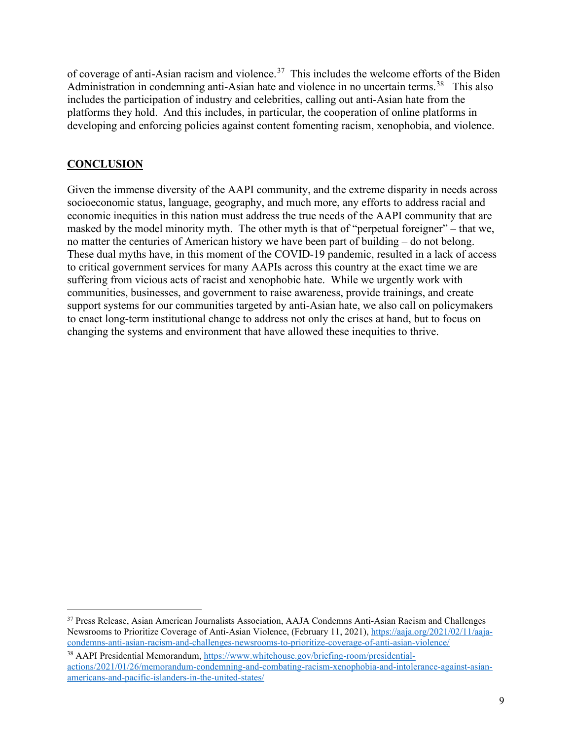of coverage of anti-Asian racism and violence.[37] This includes the welcome efforts of the Biden Administration in condemning anti-Asian hate and violence in no uncertain terms.[38] This also includes the participation of industry and celebrities, calling out anti-Asian hate from the platforms they hold. And this includes, in particular, the cooperation of online platforms in developing and enforcing policies against content fomenting racism, xenophobia, and violence.

## **CONCLUSION**

Given the immense diversity of the AAPI community, and the extreme disparity in needs across socioeconomic status, language, geography, and much more, any efforts to address racial and economic inequities in this nation must address the true needs of the AAPI community that are masked by the model minority myth. The other myth is that of "perpetual foreigner" – that we, no matter the centuries of American history we have been part of building – do not belong. These dual myths have, in this moment of the COVID-19 pandemic, resulted in a lack of access to critical government services for many AAPIs across this country at the exact time we are suffering from vicious acts of racist and xenophobic hate. While we urgently work with communities, businesses, and government to raise awareness, provide trainings, and create support systems for our communities targeted by anti-Asian hate, we also call on policymakers to enact long-term institutional change to address not only the crises at hand, but to focus on changing the systems and environment that have allowed these inequities to thrive.

---

[37] Press Release, Asian American Journalists Association, AAJA Condemns Anti-Asian Racism and Challenges Newsrooms to Prioritize Coverage of Anti-Asian Violence, (February 11, 2021), https://aaja.org/2021/02/11/aaja-condemns-anti-asian-racism-and-challenges-newsrooms-to-prioritize-coverage-of-anti-asian-violence/

[38] AAPI Presidential Memorandum, https://www.whitehouse.gov/briefing-room/presidential-actions/2021/01/26/memorandum-condemning-and-combating-racism-xenophobia-and-intolerance-against-asian-americans-and-pacific-islanders-in-the-united-states/